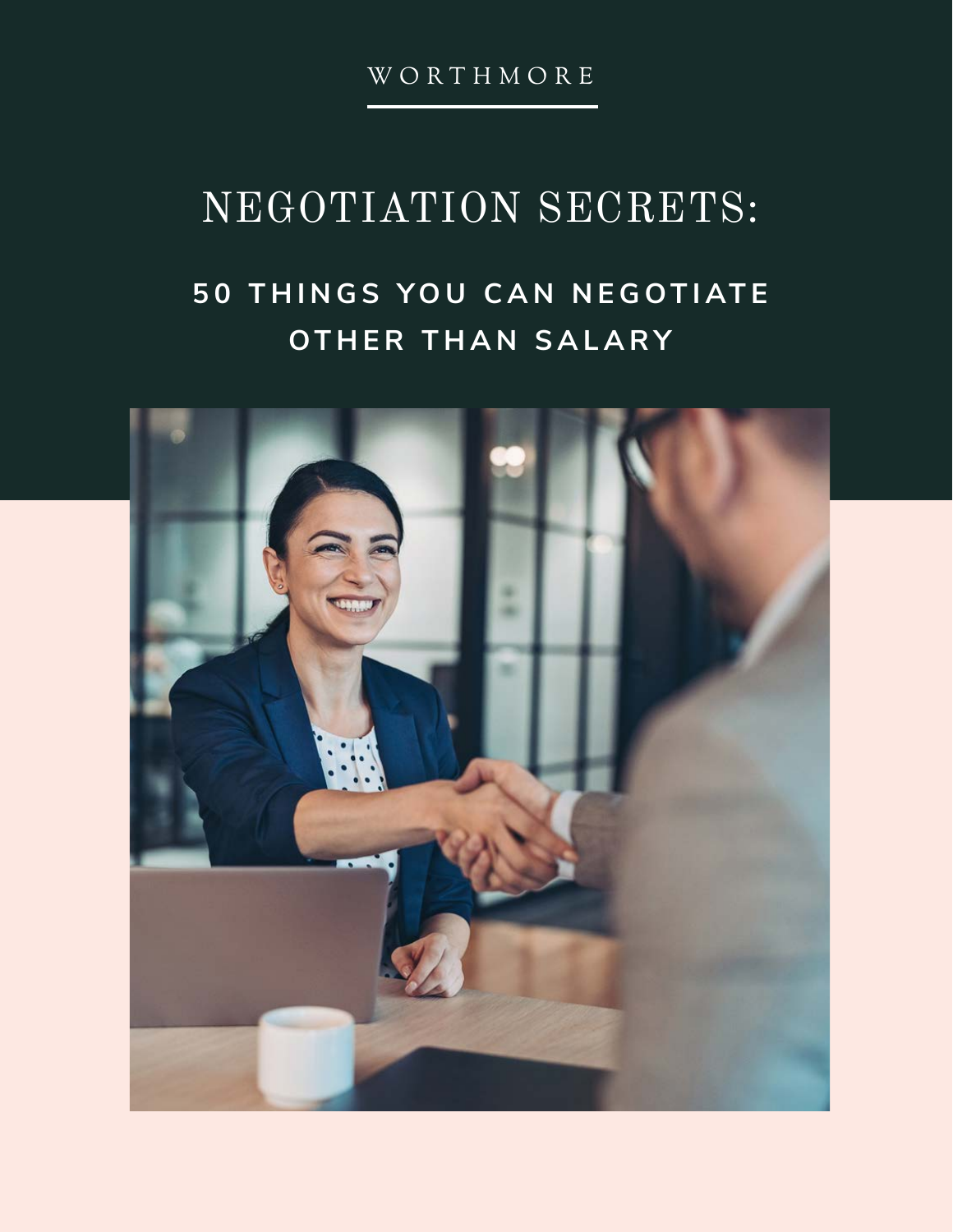WORTHMORE

# NEGOTIATION SECRETS:

## 50 THINGS YOU CAN NEGOTIATE OTHER THAN SALARY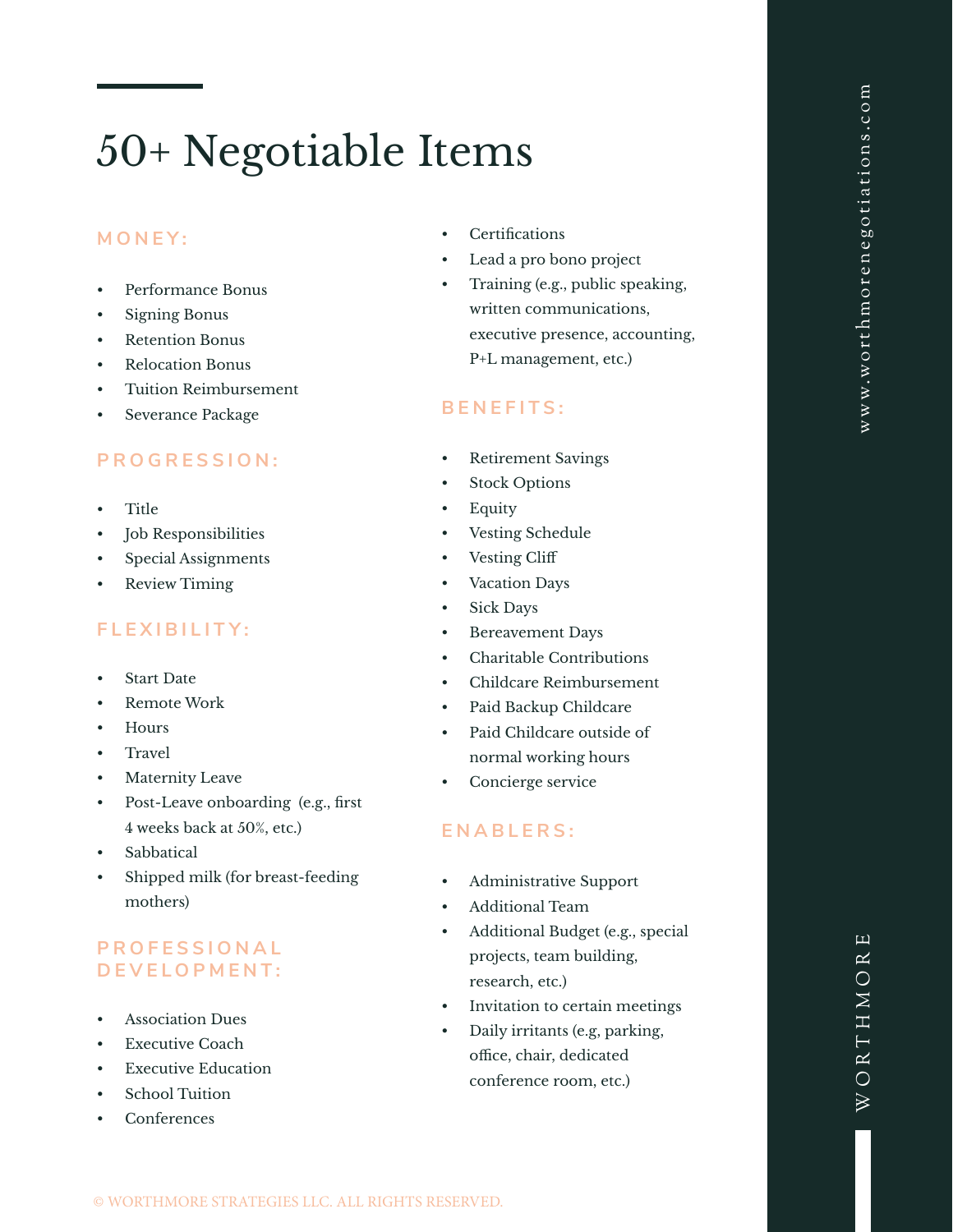# 50+ Negotiable Items

## MONEY:

- Performance Bonus
- Signing Bonus
- Retention Bonus
- Relocation Bonus
- Tuition Reimbursement
- Severance Package

## PROGRESSION:

- Title
- Job Responsibilities
- Special Assignments
- Review Timing

## FLEXIBILITY:

- Start Date
- Remote Work
- Hours
- Travel
- Maternity Leave
- Post-Leave onboarding (e.g., first 4 weeks back at 50%, etc.)
- Sabbatical
- Shipped milk (for breast-feeding mothers)

## PROFESSIONAL DEVELOPMENT:

- Association Dues
- Executive Coach
- Executive Education
- School Tuition
- Conferences
- Certifications
- Lead a pro bono project
- Training (e.g., public speaking, written communications, executive presence, accounting, P+L management, etc.)

## BENEFITS:

- Retirement Savings
- Stock Options
- Equity
- Vesting Schedule
- Vesting Cliff
- Vacation Days
- Sick Days
- Bereavement Days
- Charitable Contributions
- Childcare Reimbursement
- Paid Backup Childcare
- Paid Childcare outside of normal working hours
- Concierge service

## ENABLERS:

- Administrative Support
- Additional Team
- Additional Budget (e.g., special projects, team building, research, etc.)
- Invitation to certain meetings
- Daily irritants (e.g, parking, office, chair, dedicated conference room, etc.)

www.worthmorenegotiations.com

WORTHMORE

© WORTHMORE STRATEGIES LLC. ALL RIGHTS RESERVED.